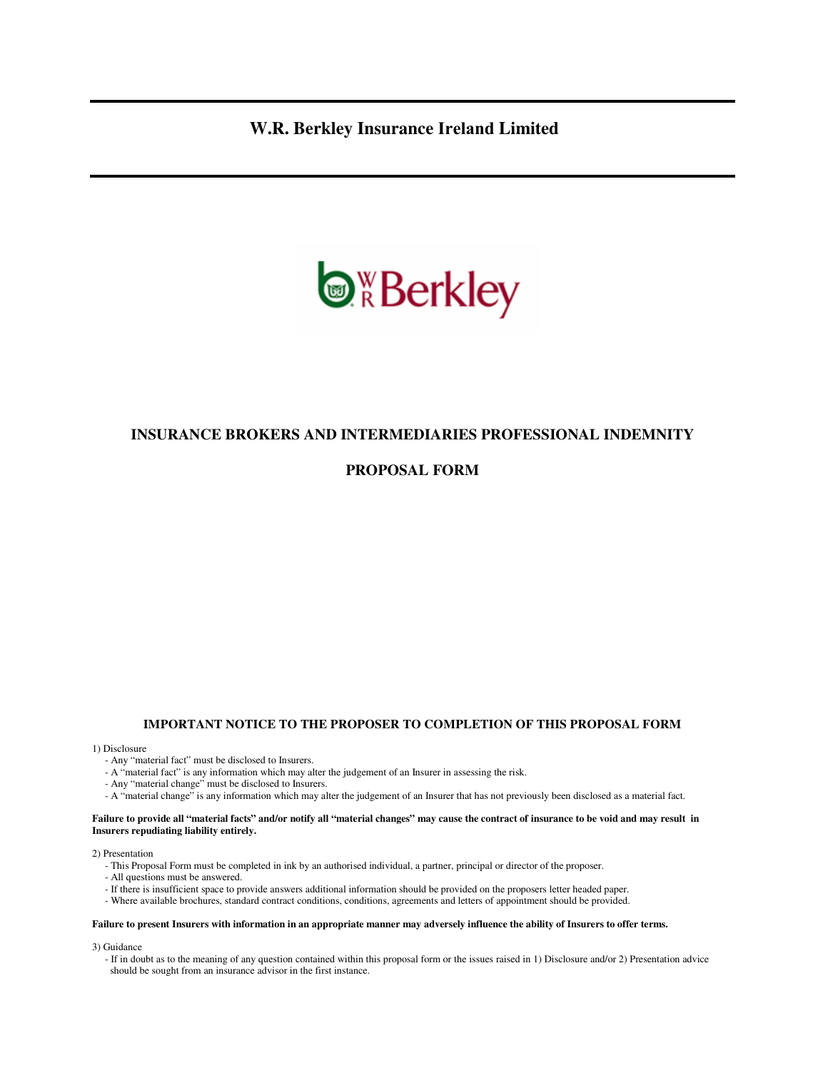# W.R. Berkley Insurance Ireland Limited

## INSURANCE BROKERS AND INTERMEDIARIES PROFESSIONAL INDEMNITY

## PROPOSAL FORM

### IMPORTANT NOTICE TO THE PROPOSER TO COMPLETION OF THIS PROPOSAL FORM

1) Disclosure

- Any "material fact" must be disclosed to Insurers.
- A "material fact" is any information which may alter the judgement of an Insurer in assessing the risk.
- Any "material change" must be disclosed to Insurers.
- A "material change" is any information which may alter the judgement of an Insurer that has not previously been disclosed as a material fact.

**Failure to provide all "material facts" and/or notify all "material changes" may cause the contract of insurance to be void and may result in Insurers repudiating liability entirely.**

2) Presentation

- This Proposal Form must be completed in ink by an authorised individual, a partner, principal or director of the proposer.
- All questions must be answered.
- If there is insufficient space to provide answers additional information should be provided on the proposers letter headed paper.
- Where available brochures, standard contract conditions, conditions, agreements and letters of appointment should be provided.

**Failure to present Insurers with information in an appropriate manner may adversely influence the ability of Insurers to offer terms.**

3) Guidance

- If in doubt as to the meaning of any question contained within this proposal form or the issues raised in 1) Disclosure and/or 2) Presentation advice should be sought from an insurance advisor in the first instance.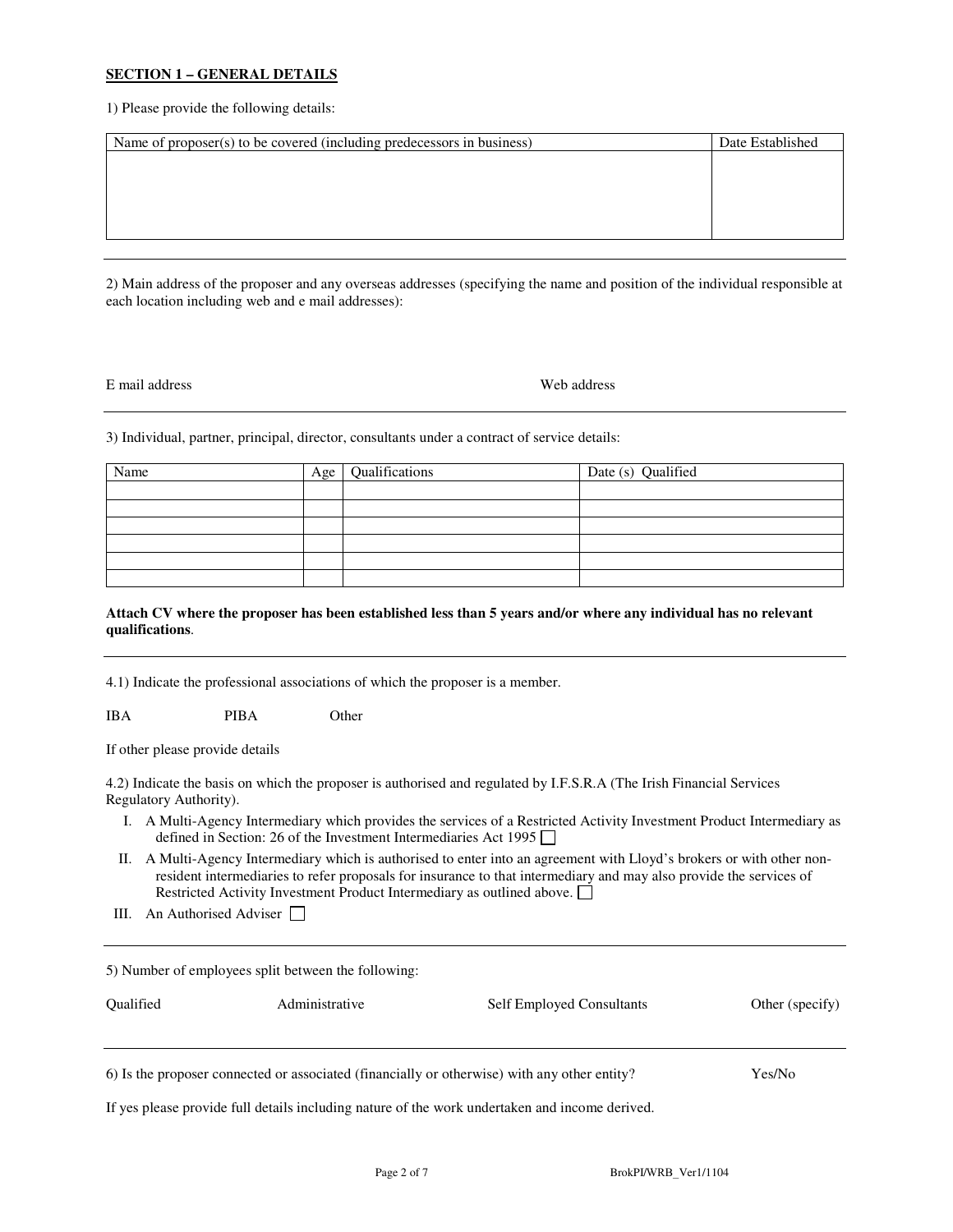**SECTION 1 – GENERAL DETAILS**

1) Please provide the following details:

| Name of proposer(s) to be covered (including predecessors in business) | Date Established |
|---|---|
| | |

---

2) Main address of the proposer and any overseas addresses (specifying the name and position of the individual responsible at each location including web and e mail addresses):

E mail address Web address

---

3) Individual, partner, principal, director, consultants under a contract of service details:

| Name | Age | Qualifications | Date (s) Qualified |
|---|---|---|---|
| | | | |
| | | | |
| | | | |
| | | | |
| | | | |
| | | | |

**Attach CV where the proposer has been established less than 5 years and/or where any individual has no relevant qualifications**.

---

4.1) Indicate the professional associations of which the proposer is a member.

IBA PIBA Other

If other please provide details

4.2) Indicate the basis on which the proposer is authorised and regulated by I.F.S.R.A (The Irish Financial Services Regulatory Authority).

I. A Multi-Agency Intermediary which provides the services of a Restricted Activity Investment Product Intermediary as defined in Section: 26 of the Investment Intermediaries Act 1995 ☐

II. A Multi-Agency Intermediary which is authorised to enter into an agreement with Lloyd's brokers or with other non-resident intermediaries to refer proposals for insurance to that intermediary and may also provide the services of Restricted Activity Investment Product Intermediary as outlined above. ☐

III. An Authorised Adviser ☐

---

5) Number of employees split between the following:

Qualified Administrative Self Employed Consultants Other (specify)

---

6) Is the proposer connected or associated (financially or otherwise) with any other entity? Yes/No

If yes please provide full details including nature of the work undertaken and income derived.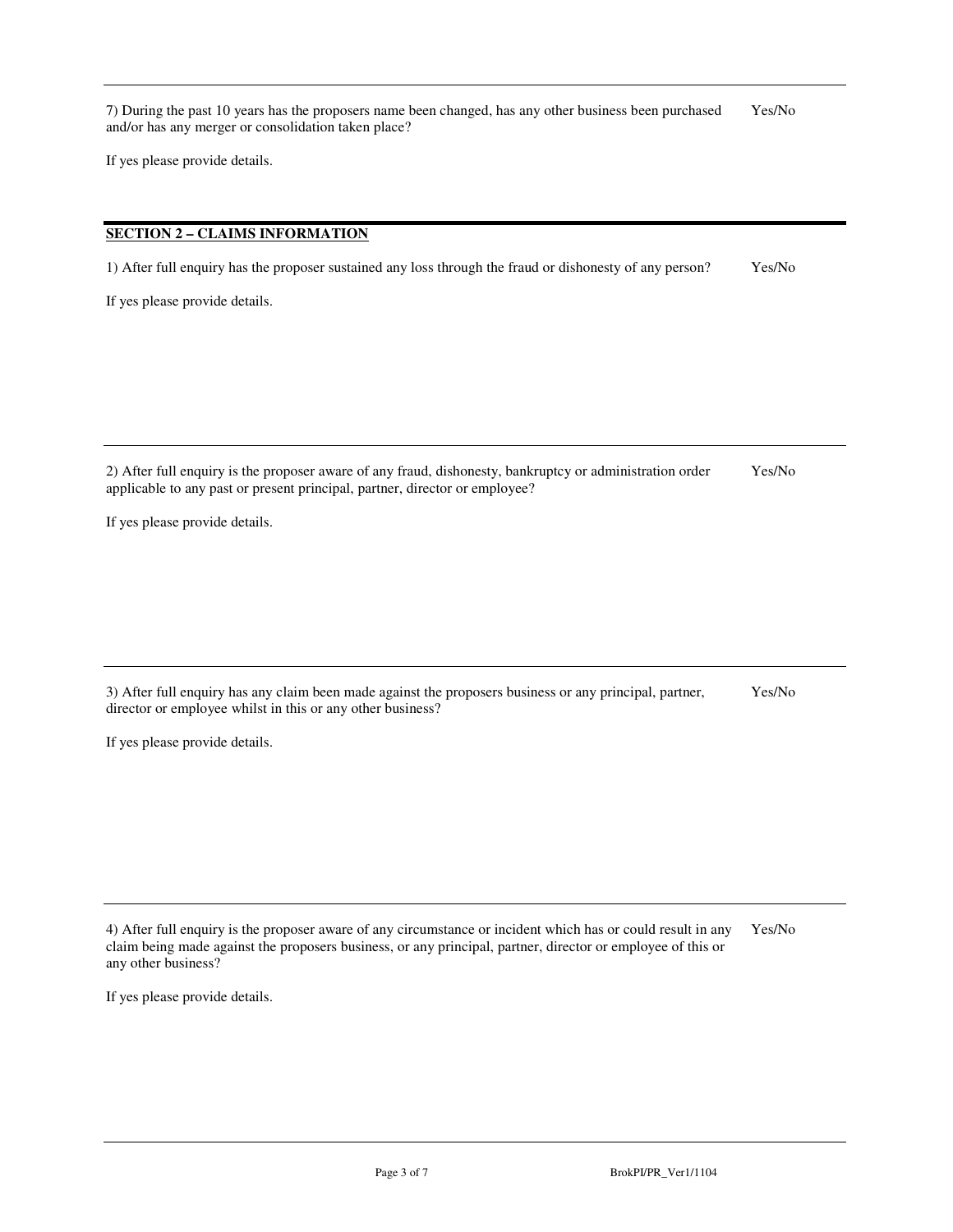7) During the past 10 years has the proposers name been changed, has any other business been purchased and/or has any merger or consolidation taken place? Yes/No

If yes please provide details.

## SECTION 2 – CLAIMS INFORMATION

1) After full enquiry has the proposer sustained any loss through the fraud or dishonesty of any person? Yes/No

If yes please provide details.

---

2) After full enquiry is the proposer aware of any fraud, dishonesty, bankruptcy or administration order applicable to any past or present principal, partner, director or employee? Yes/No

If yes please provide details.

---

3) After full enquiry has any claim been made against the proposers business or any principal, partner, director or employee whilst in this or any other business? Yes/No

If yes please provide details.

---

4) After full enquiry is the proposer aware of any circumstance or incident which has or could result in any claim being made against the proposers business, or any principal, partner, director or employee of this or any other business? Yes/No

If yes please provide details.

BrokPI/PR_Ver1/1104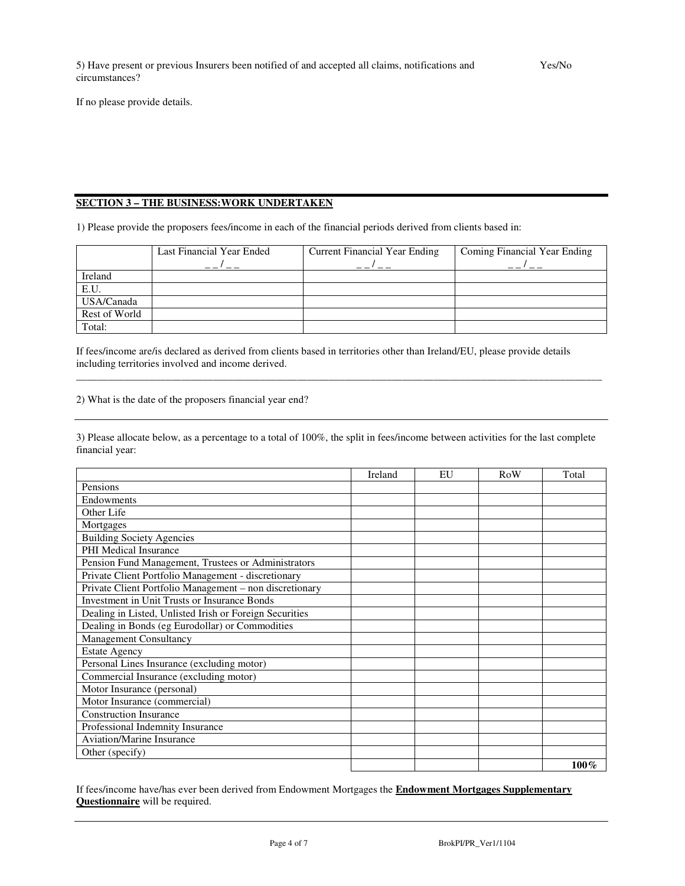5) Have present or previous Insurers been notified of and accepted all claims, notifications and circumstances? Yes/No

If no please provide details.

## SECTION 3 – THE BUSINESS:WORK UNDERTAKEN

1) Please provide the proposers fees/income in each of the financial periods derived from clients based in:

| | Last Financial Year Ended __/__ | Current Financial Year Ending __/__ | Coming Financial Year Ending __/__ |
|---|---|---|---|
| Ireland | | | |
| E.U. | | | |
| USA/Canada | | | |
| Rest of World | | | |
| Total: | | | |

If fees/income are/is declared as derived from clients based in territories other than Ireland/EU, please provide details including territories involved and income derived.

2) What is the date of the proposers financial year end?

3) Please allocate below, as a percentage to a total of 100%, the split in fees/income between activities for the last complete financial year:

| | Ireland | EU | RoW | Total |
|---|---|---|---|---|
| Pensions | | | | |
| Endowments | | | | |
| Other Life | | | | |
| Mortgages | | | | |
| Building Society Agencies | | | | |
| PHI Medical Insurance | | | | |
| Pension Fund Management, Trustees or Administrators | | | | |
| Private Client Portfolio Management - discretionary | | | | |
| Private Client Portfolio Management – non discretionary | | | | |
| Investment in Unit Trusts or Insurance Bonds | | | | |
| Dealing in Listed, Unlisted Irish or Foreign Securities | | | | |
| Dealing in Bonds (eg Eurodollar) or Commodities | | | | |
| Management Consultancy | | | | |
| Estate Agency | | | | |
| Personal Lines Insurance (excluding motor) | | | | |
| Commercial Insurance (excluding motor) | | | | |
| Motor Insurance (personal) | | | | |
| Motor Insurance (commercial) | | | | |
| Construction Insurance | | | | |
| Professional Indemnity Insurance | | | | |
| Aviation/Marine Insurance | | | | |
| Other (specify) | | | | |
| | | | | **100%** |

If fees/income have/has ever been derived from Endowment Mortgages the **Endowment Mortgages Supplementary Questionnaire** will be required.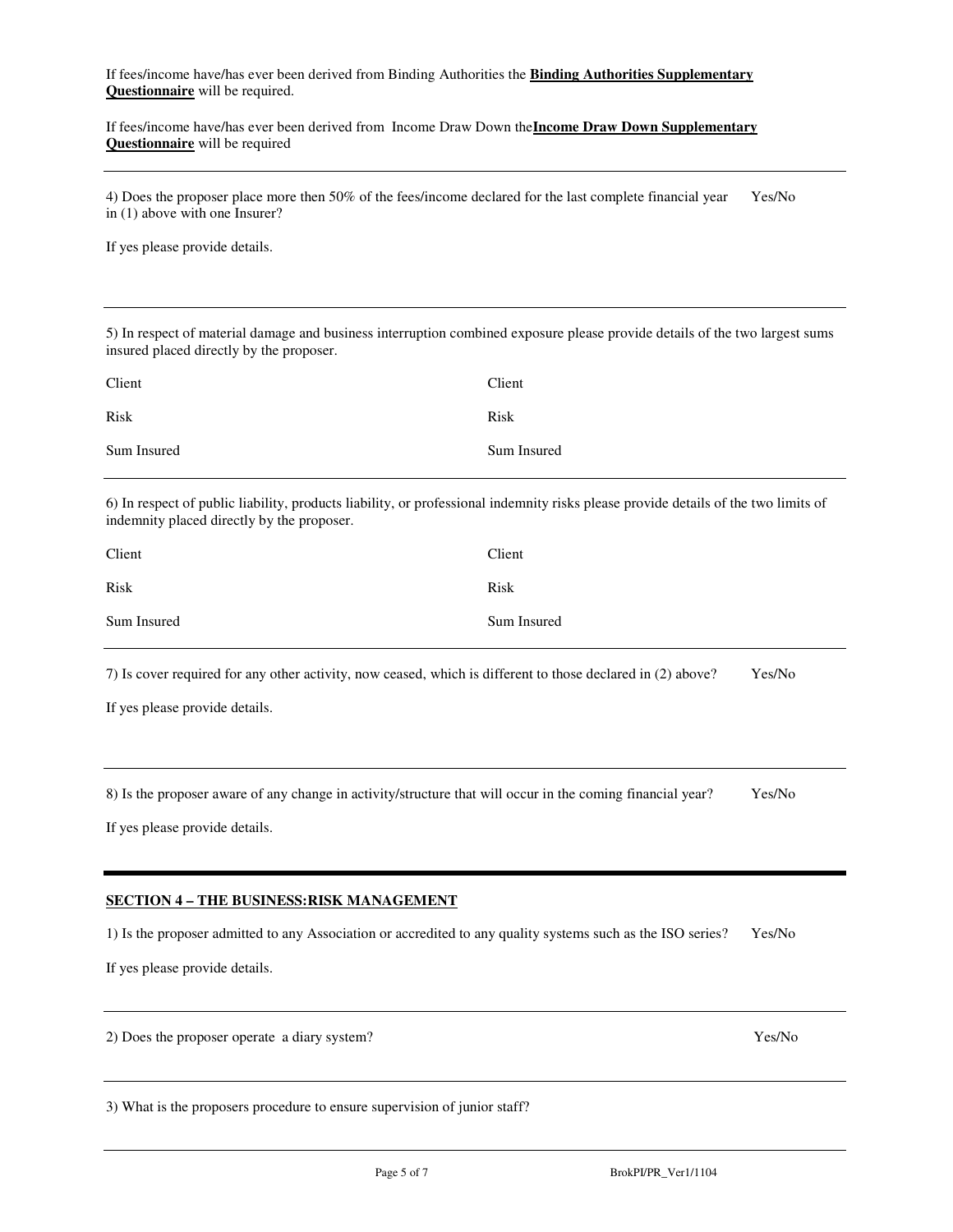If fees/income have/has ever been derived from Binding Authorities the **Binding Authorities Supplementary Questionnaire** will be required.

If fees/income have/has ever been derived from Income Draw Down the**Income Draw Down Supplementary Questionnaire** will be required

---

4) Does the proposer place more then 50% of the fees/income declared for the last complete financial year in (1) above with one Insurer? Yes/No

If yes please provide details.

---

5) In respect of material damage and business interruption combined exposure please provide details of the two largest sums insured placed directly by the proposer.

| | |
|---|---|
| Client | Client |
| Risk | Risk |
| Sum Insured | Sum Insured |

---

6) In respect of public liability, products liability, or professional indemnity risks please provide details of the two limits of indemnity placed directly by the proposer.

| | |
|---|---|
| Client | Client |
| Risk | Risk |
| Sum Insured | Sum Insured |

---

7) Is cover required for any other activity, now ceased, which is different to those declared in (2) above? Yes/No

If yes please provide details.

---

8) Is the proposer aware of any change in activity/structure that will occur in the coming financial year? Yes/No

If yes please provide details.

---

## SECTION 4 – THE BUSINESS:RISK MANAGEMENT

1) Is the proposer admitted to any Association or accredited to any quality systems such as the ISO series? Yes/No

If yes please provide details.

---

2) Does the proposer operate a diary system? Yes/No

---

3) What is the proposers procedure to ensure supervision of junior staff?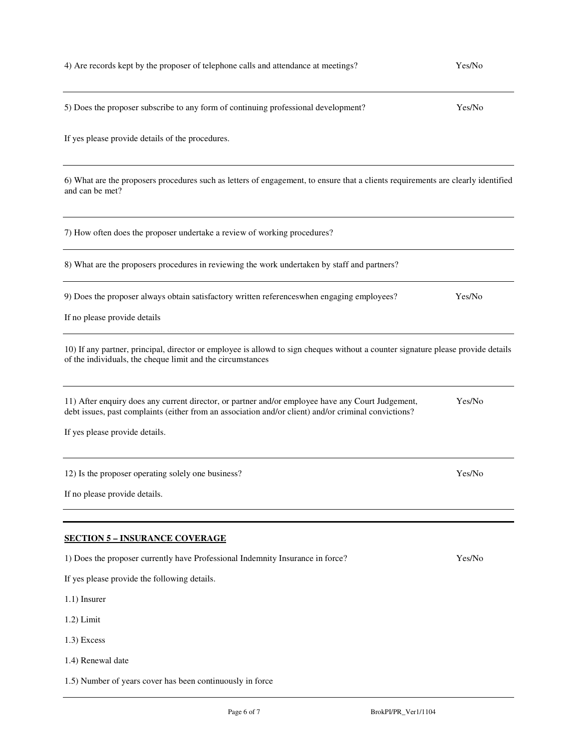4) Are records kept by the proposer of telephone calls and attendance at meetings? Yes/No

---

5) Does the proposer subscribe to any form of continuing professional development? Yes/No

If yes please provide details of the procedures.

---

6) What are the proposers procedures such as letters of engagement, to ensure that a clients requirements are clearly identified and can be met?

---

7) How often does the proposer undertake a review of working procedures?

---

8) What are the proposers procedures in reviewing the work undertaken by staff and partners?

---

9) Does the proposer always obtain satisfactory written referenceswhen engaging employees? Yes/No

If no please provide details

---

10) If any partner, principal, director or employee is allowd to sign cheques without a counter signature please provide details of the individuals, the cheque limit and the circumstances

---

11) After enquiry does any current director, or partner and/or employee have any Court Judgement, debt issues, past complaints (either from an association and/or client) and/or criminal convictions? Yes/No

If yes please provide details.

---

12) Is the proposer operating solely one business? Yes/No

If no please provide details.

---

## SECTION 5 – INSURANCE COVERAGE

1) Does the proposer currently have Professional Indemnity Insurance in force? Yes/No

If yes please provide the following details.

1.1) Insurer

1.2) Limit

1.3) Excess

1.4) Renewal date

1.5) Number of years cover has been continuously in force

---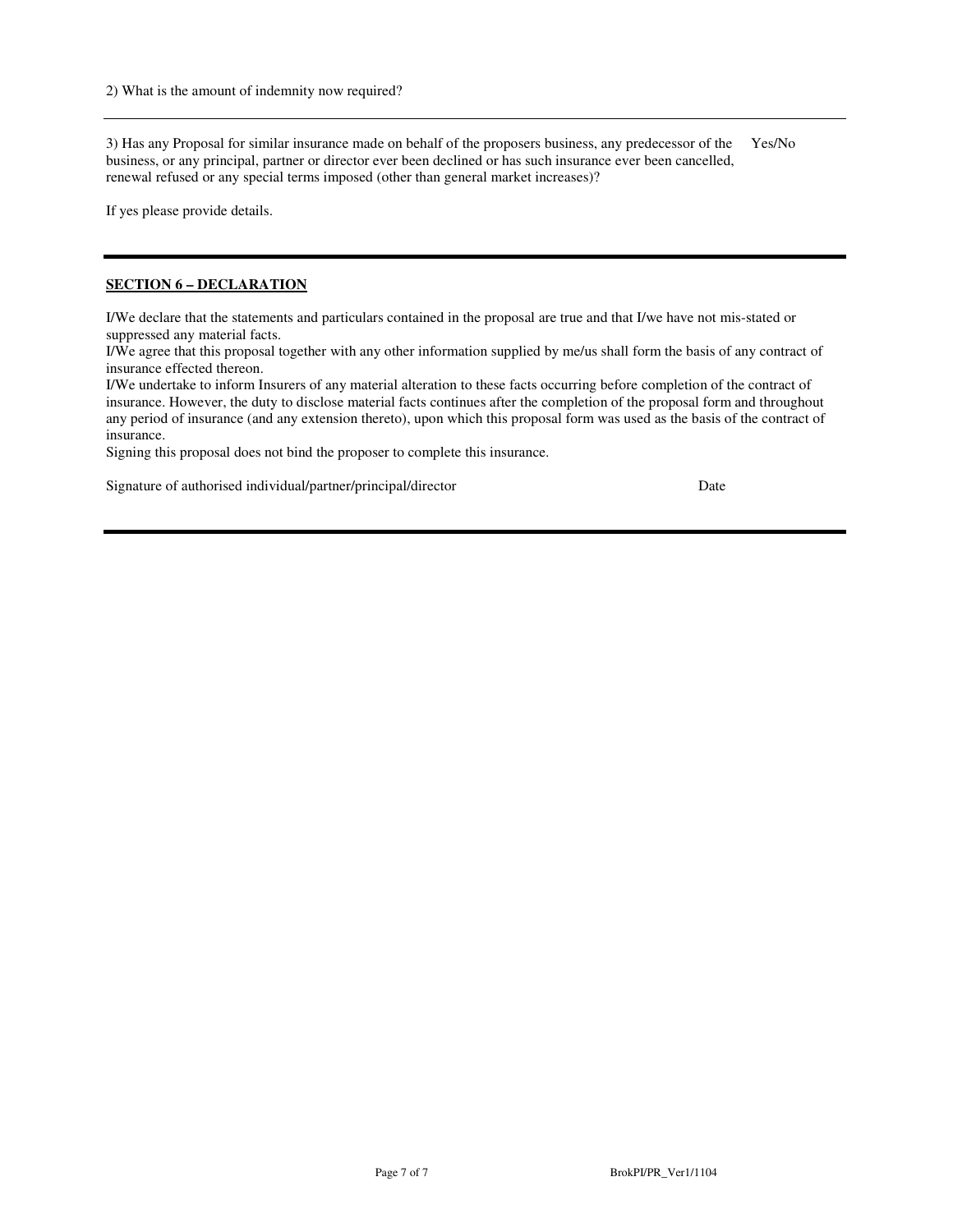2) What is the amount of indemnity now required?

---

3) Has any Proposal for similar insurance made on behalf of the proposers business, any predecessor of the business, or any principal, partner or director ever been declined or has such insurance ever been cancelled, renewal refused or any special terms imposed (other than general market increases)? Yes/No

If yes please provide details.

---

**SECTION 6 – DECLARATION**

I/We declare that the statements and particulars contained in the proposal are true and that I/we have not mis-stated or suppressed any material facts.
I/We agree that this proposal together with any other information supplied by me/us shall form the basis of any contract of insurance effected thereon.
I/We undertake to inform Insurers of any material alteration to these facts occurring before completion of the contract of insurance. However, the duty to disclose material facts continues after the completion of the proposal form and throughout any period of insurance (and any extension thereto), upon which this proposal form was used as the basis of the contract of insurance.
Signing this proposal does not bind the proposer to complete this insurance.

Signature of authorised individual/partner/principal/director Date

---

BrokPI/PR_Ver1/1104